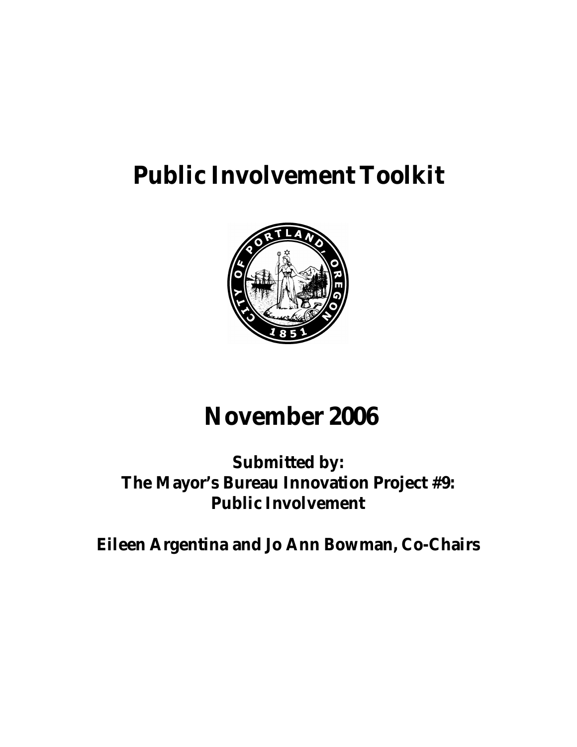# Public Involvement Toolkit

# November 2006

**Submitted by:**
**The Mayor's Bureau Innovation Project #9:**
**Public Involvement**

**Eileen Argentina and Jo Ann Bowman, Co-Chairs**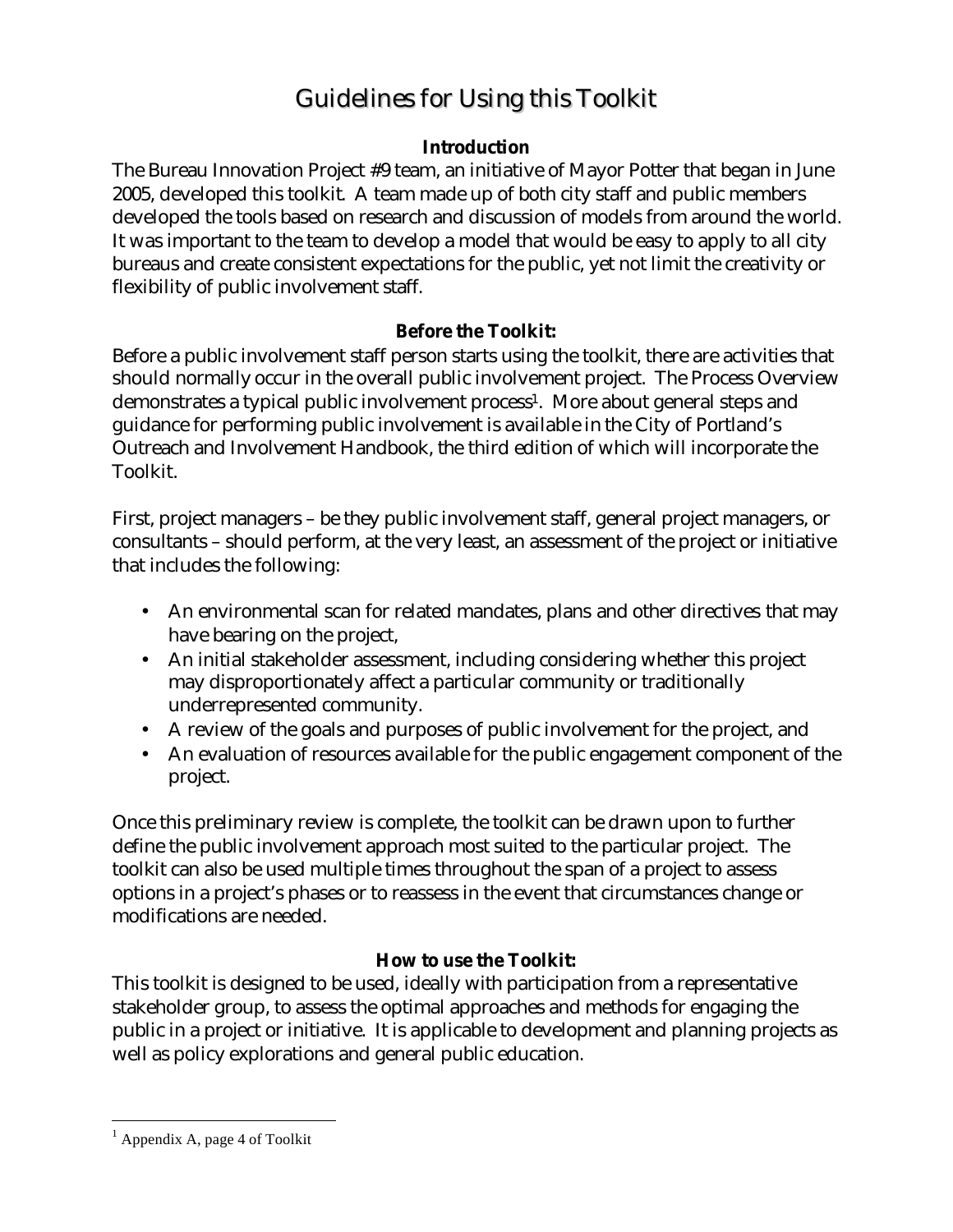# Guidelines for Using this Toolkit

### Introduction

The Bureau Innovation Project #9 team, an initiative of Mayor Potter that began in June 2005, developed this toolkit. A team made up of both city staff and public members developed the tools based on research and discussion of models from around the world. It was important to the team to develop a model that would be easy to apply to all city bureaus and create consistent expectations for the public, yet not limit the creativity or flexibility of public involvement staff.

### Before the Toolkit:

Before a public involvement staff person starts using the toolkit, there are activities that should normally occur in the overall public involvement project. The Process Overview demonstrates a typical public involvement process[1]. More about general steps and guidance for performing public involvement is available in the City of Portland's Outreach and Involvement Handbook, the third edition of which will incorporate the Toolkit.

First, project managers – be they public involvement staff, general project managers, or consultants – should perform, at the very least, an assessment of the project or initiative that includes the following:

- An environmental scan for related mandates, plans and other directives that may have bearing on the project,
- An initial stakeholder assessment, including considering whether this project may disproportionately affect a particular community or traditionally underrepresented community.
- A review of the goals and purposes of public involvement for the project, and
- An evaluation of resources available for the public engagement component of the project.

Once this preliminary review is complete, the toolkit can be drawn upon to further define the public involvement approach most suited to the particular project. The toolkit can also be used multiple times throughout the span of a project to assess options in a project's phases or to reassess in the event that circumstances change or modifications are needed.

### How to use the Toolkit:

This toolkit is designed to be used, ideally with participation from a representative stakeholder group, to assess the optimal approaches and methods for engaging the public in a project or initiative. It is applicable to development and planning projects as well as policy explorations and general public education.

---

[1] Appendix A, page 4 of Toolkit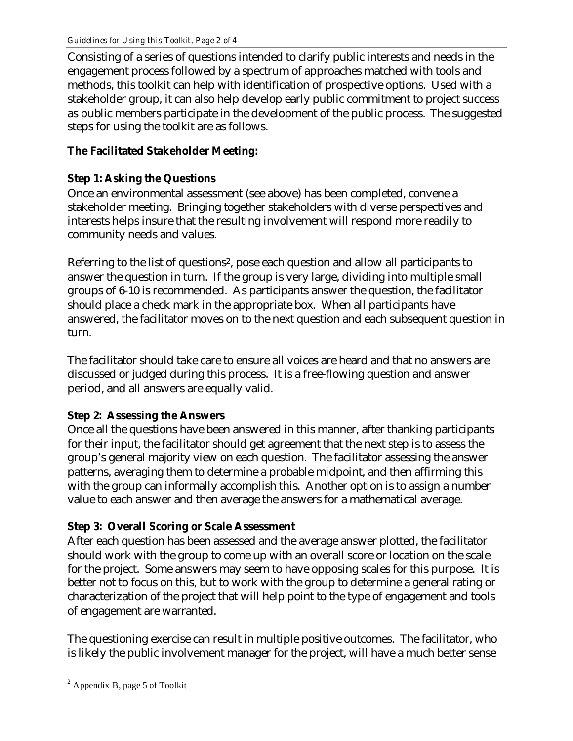Consisting of a series of questions intended to clarify public interests and needs in the engagement process followed by a spectrum of approaches matched with tools and methods, this toolkit can help with identification of prospective options. Used with a stakeholder group, it can also help develop early public commitment to project success as public members participate in the development of the public process. The suggested steps for using the toolkit are as follows.

**The Facilitated Stakeholder Meeting:**

**Step 1: Asking the Questions**

Once an environmental assessment (see above) has been completed, convene a stakeholder meeting. Bringing together stakeholders with diverse perspectives and interests helps insure that the resulting involvement will respond more readily to community needs and values.

Referring to the list of questions[2], pose each question and allow all participants to answer the question in turn. If the group is very large, dividing into multiple small groups of 6-10 is recommended. As participants answer the question, the facilitator should place a check mark in the appropriate box. When all participants have answered, the facilitator moves on to the next question and each subsequent question in turn.

The facilitator should take care to ensure all voices are heard and that no answers are discussed or judged during this process. It is a free-flowing question and answer period, and all answers are equally valid.

**Step 2: Assessing the Answers**

Once all the questions have been answered in this manner, after thanking participants for their input, the facilitator should get agreement that the next step is to assess the group's general majority view on each question. The facilitator assessing the answer patterns, averaging them to determine a probable midpoint, and then affirming this with the group can informally accomplish this. Another option is to assign a number value to each answer and then average the answers for a mathematical average.

**Step 3: Overall Scoring or Scale Assessment**

After each question has been assessed and the average answer plotted, the facilitator should work with the group to come up with an overall score or location on the scale for the project. Some answers may seem to have opposing scales for this purpose. It is better not to focus on this, but to work with the group to determine a general rating or characterization of the project that will help point to the type of engagement and tools of engagement are warranted.

The questioning exercise can result in multiple positive outcomes. The facilitator, who is likely the public involvement manager for the project, will have a much better sense

---

[2] Appendix B, page 5 of Toolkit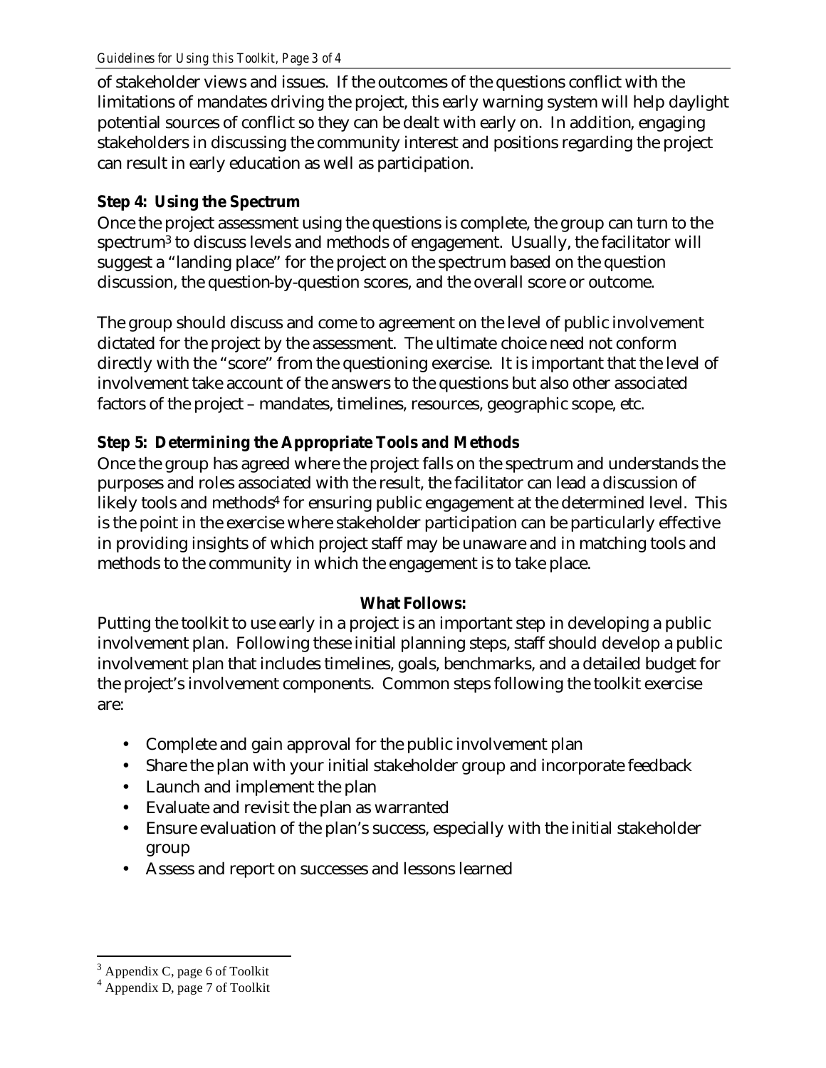of stakeholder views and issues. If the outcomes of the questions conflict with the limitations of mandates driving the project, this early warning system will help daylight potential sources of conflict so they can be dealt with early on. In addition, engaging stakeholders in discussing the community interest and positions regarding the project can result in early education as well as participation.

**Step 4: Using the Spectrum**

Once the project assessment using the questions is complete, the group can turn to the spectrum[3] to discuss levels and methods of engagement. Usually, the facilitator will suggest a "landing place" for the project on the spectrum based on the question discussion, the question-by-question scores, and the overall score or outcome.

The group should discuss and come to agreement on the level of public involvement dictated for the project by the assessment. The ultimate choice need not conform directly with the "score" from the questioning exercise. It is important that the level of involvement take account of the answers to the questions but also other associated factors of the project – mandates, timelines, resources, geographic scope, etc.

**Step 5: Determining the Appropriate Tools and Methods**

Once the group has agreed where the project falls on the spectrum and understands the purposes and roles associated with the result, the facilitator can lead a discussion of likely tools and methods[4] for ensuring public engagement at the determined level. This is the point in the exercise where stakeholder participation can be particularly effective in providing insights of which project staff may be unaware and in matching tools and methods to the community in which the engagement is to take place.

**What Follows:**

Putting the toolkit to use early in a project is an important step in developing a public involvement plan. Following these initial planning steps, staff should develop a public involvement plan that includes timelines, goals, benchmarks, and a detailed budget for the project's involvement components. Common steps following the toolkit exercise are:

- Complete and gain approval for the public involvement plan
- Share the plan with your initial stakeholder group and incorporate feedback
- Launch and implement the plan
- Evaluate and revisit the plan as warranted
- Ensure evaluation of the plan's success, especially with the initial stakeholder group
- Assess and report on successes and lessons learned

---

[3] Appendix C, page 6 of Toolkit

[4] Appendix D, page 7 of Toolkit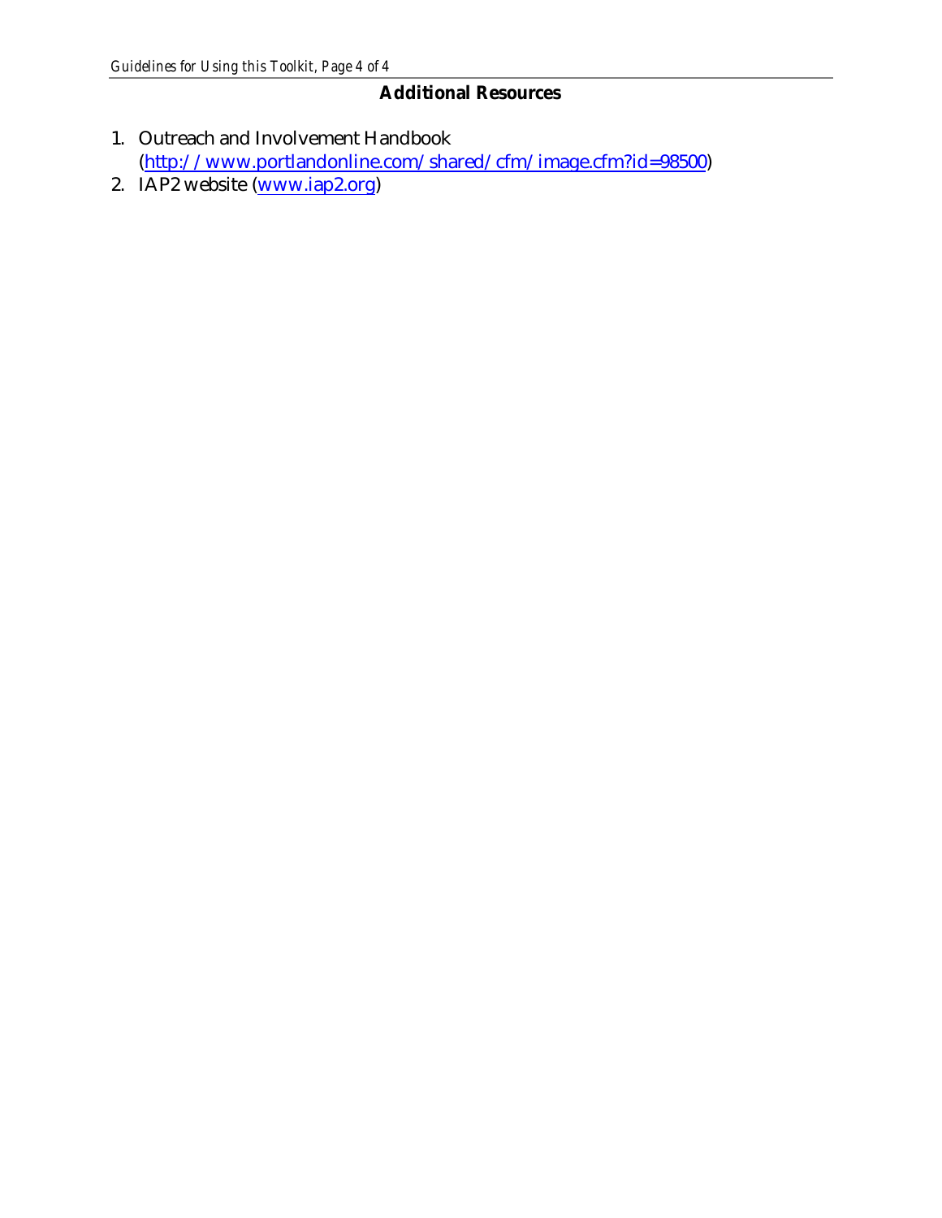## Additional Resources

1. Outreach and Involvement Handbook (http://www.portlandonline.com/shared/cfm/image.cfm?id=98500)
2. IAP2 website (www.iap2.org)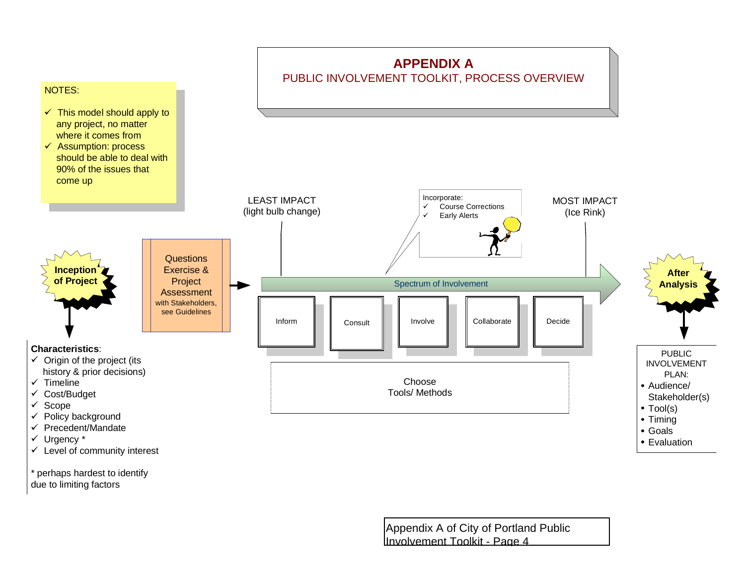# APPENDIX A

## PUBLIC INVOLVEMENT TOOLKIT, PROCESS OVERVIEW

NOTES:

- ✓ This model should apply to any project, no matter where it comes from
- ✓ Assumption: process should be able to deal with 90% of the issues that come up

**Inception of Project**

Questions Exercise & Project Assessment with Stakeholders, see Guidelines

LEAST IMPACT (light bulb change)

Incorporate:
- ✓ Course Corrections
- ✓ Early Alerts

MOST IMPACT (Ice Rink)

Spectrum of Involvement

Inform | Consult | Involve | Collaborate | Decide

Choose Tools/ Methods

**After Analysis**

**Characteristics**:
- ✓ Origin of the project (its history & prior decisions)
- ✓ Timeline
- ✓ Cost/Budget
- ✓ Scope
- ✓ Policy background
- ✓ Precedent/Mandate
- ✓ Urgency *
- ✓ Level of community interest

* perhaps hardest to identify due to limiting factors

PUBLIC INVOLVEMENT PLAN:
- Audience/ Stakeholder(s)
- Tool(s)
- Timing
- Goals
- Evaluation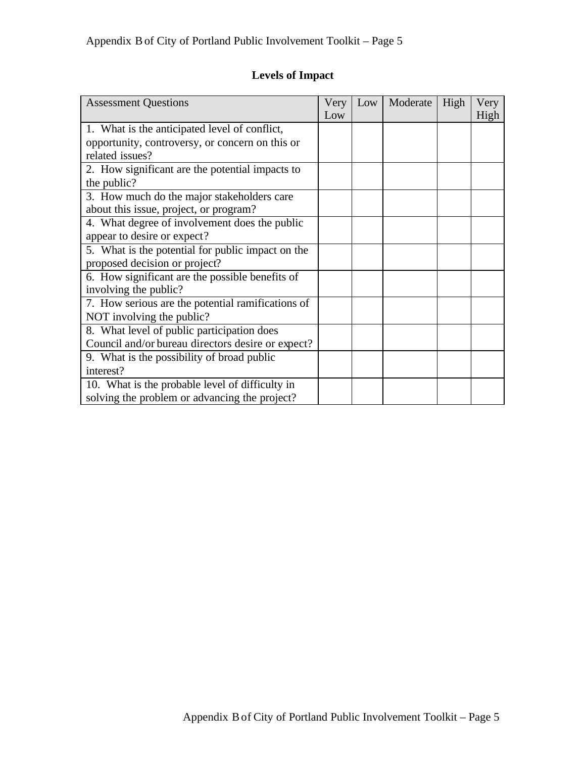## Levels of Impact

| Assessment Questions | Very Low | Low | Moderate | High | Very High |
|---|---|---|---|---|---|
| 1. What is the anticipated level of conflict, opportunity, controversy, or concern on this or related issues? | | | | | |
| 2. How significant are the potential impacts to the public? | | | | | |
| 3. How much do the major stakeholders care about this issue, project, or program? | | | | | |
| 4. What degree of involvement does the public appear to desire or expect? | | | | | |
| 5. What is the potential for public impact on the proposed decision or project? | | | | | |
| 6. How significant are the possible benefits of involving the public? | | | | | |
| 7. How serious are the potential ramifications of NOT involving the public? | | | | | |
| 8. What level of public participation does Council and/or bureau directors desire or expect? | | | | | |
| 9. What is the possibility of broad public interest? | | | | | |
| 10. What is the probable level of difficulty in solving the problem or advancing the project? | | | | | |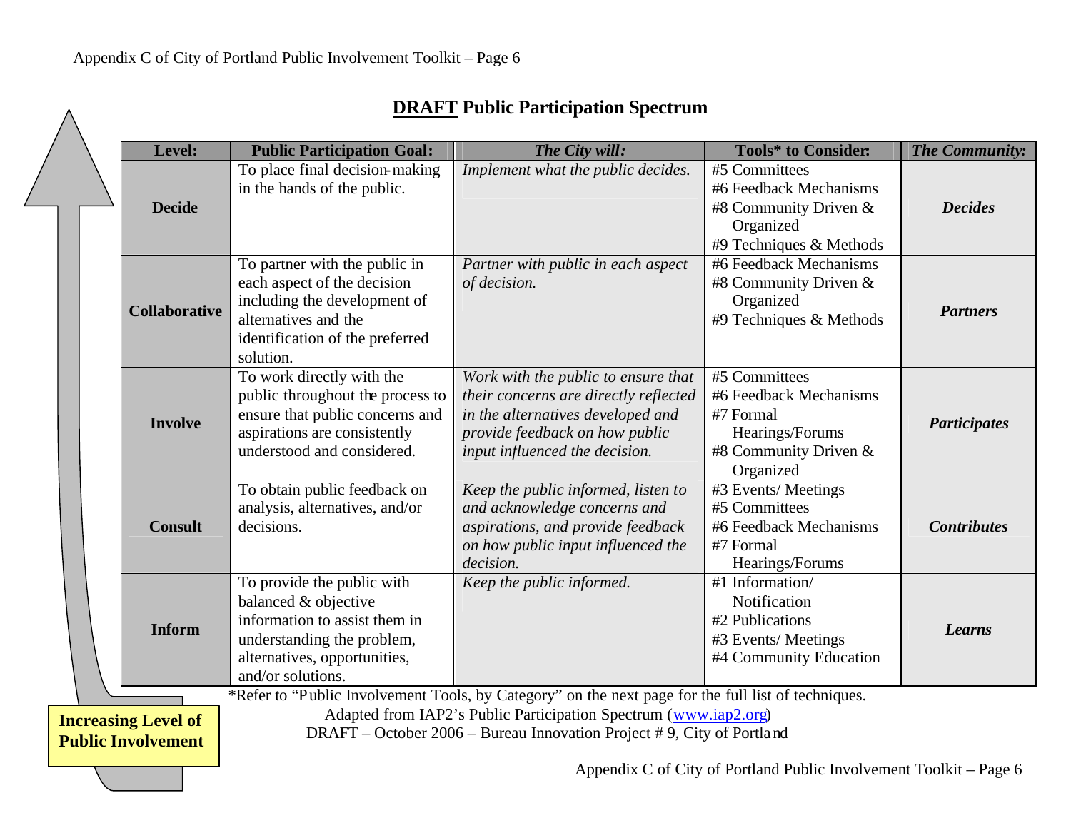## **DRAFT** Public Participation Spectrum

| Level: | Public Participation Goal: | *The City will:* | Tools* to Consider: | *The Community:* |
|---|---|---|---|---|
| **Decide** | To place final decision-making in the hands of the public. | *Implement what the public decides.* | #5 Committees<br>#6 Feedback Mechanisms<br>#8 Community Driven & Organized<br>#9 Techniques & Methods | ***Decides*** |
| **Collaborative** | To partner with the public in each aspect of the decision including the development of alternatives and the identification of the preferred solution. | *Partner with public in each aspect of decision.* | #6 Feedback Mechanisms<br>#8 Community Driven & Organized<br>#9 Techniques & Methods | ***Partners*** |
| **Involve** | To work directly with the public throughout the process to ensure that public concerns and aspirations are consistently understood and considered. | *Work with the public to ensure that their concerns are directly reflected in the alternatives developed and provide feedback on how public input influenced the decision.* | #5 Committees<br>#6 Feedback Mechanisms<br>#7 Formal Hearings/Forums<br>#8 Community Driven & Organized | ***Participates*** |
| **Consult** | To obtain public feedback on analysis, alternatives, and/or decisions. | *Keep the public informed, listen to and acknowledge concerns and aspirations, and provide feedback on how public input influenced the decision.* | #3 Events/ Meetings<br>#5 Committees<br>#6 Feedback Mechanisms<br>#7 Formal Hearings/Forums | ***Contributes*** |
| **Inform** | To provide the public with balanced & objective information to assist them in understanding the problem, alternatives, opportunities, and/or solutions. | *Keep the public informed.* | #1 Information/ Notification<br>#2 Publications<br>#3 Events/ Meetings<br>#4 Community Education | ***Learns*** |

**Increasing Level of Public Involvement**

*Refer to "Public Involvement Tools, by Category" on the next page for the full list of techniques.

Adapted from IAP2's Public Participation Spectrum (www.iap2.org)

DRAFT – October 2006 – Bureau Innovation Project # 9, City of Portland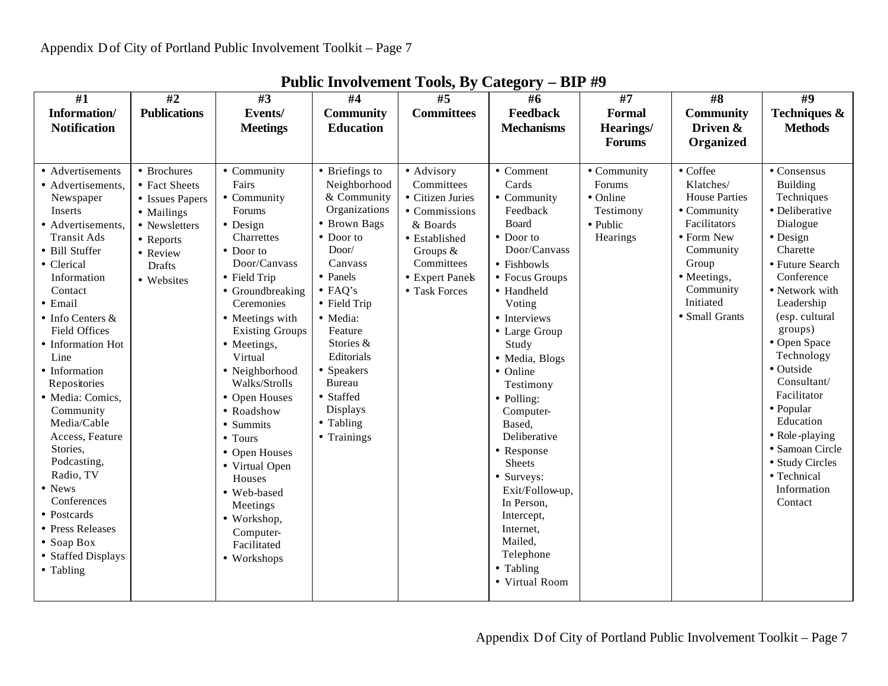# Public Involvement Tools, By Category – BIP #9

| #1 Information/ Notification | #2 Publications | #3 Events/ Meetings | #4 Community Education | #5 Committees | #6 Feedback Mechanisms | #7 Formal Hearings/ Forums | #8 Community Driven & Organized | #9 Techniques & Methods |
|---|---|---|---|---|---|---|---|---|
| • Advertisements<br>• Advertisements, Newspaper Inserts<br>• Advertisements, Transit Ads<br>• Bill Stuffer<br>• Clerical Information Contact<br>• Email<br>• Info Centers & Field Offices<br>• Information Hot Line<br>• Information Repositories<br>• Media: Comics, Community Media/Cable Access, Feature Stories, Podcasting, Radio, TV<br>• News Conferences<br>• Postcards<br>• Press Releases<br>• Soap Box<br>• Staffed Displays<br>• Tabling | • Brochures<br>• Fact Sheets<br>• Issues Papers<br>• Mailings<br>• Newsletters<br>• Reports<br>• Review Drafts<br>• Websites | • Community Fairs<br>• Community Forums<br>• Design Charrettes<br>• Door to Door/Canvass<br>• Field Trip<br>• Groundbreaking Ceremonies<br>• Meetings with Existing Groups<br>• Meetings, Virtual<br>• Neighborhood Walks/Strolls<br>• Open Houses<br>• Roadshow<br>• Summits<br>• Tours<br>• Open Houses<br>• Virtual Open Houses<br>• Web-based Meetings<br>• Workshop, Computer-Facilitated<br>• Workshops | • Briefings to Neighborhood & Community Organizations<br>• Brown Bags<br>• Door to Door/ Canvass<br>• Panels<br>• FAQ's<br>• Field Trip<br>• Media: Feature Stories & Editorials<br>• Speakers Bureau<br>• Staffed Displays<br>• Tabling<br>• Trainings | • Advisory Committees<br>• Citizen Juries<br>• Commissions & Boards<br>• Established Groups & Committees<br>• Expert Panels<br>• Task Forces | • Comment Cards<br>• Community Feedback Board<br>• Door to Door/Canvass<br>• Fishbowls<br>• Focus Groups<br>• Handheld Voting<br>• Interviews<br>• Large Group Study<br>• Media, Blogs<br>• Online Testimony<br>• Polling: Computer-Based, Deliberative<br>• Response Sheets<br>• Surveys: Exit/Follow-up, In Person, Intercept, Internet, Mailed, Telephone<br>• Tabling<br>• Virtual Room | • Community Forums<br>• Online Testimony<br>• Public Hearings | • Coffee Klatches/ House Parties<br>• Community Facilitators<br>• Form New Community Group<br>• Meetings, Community Initiated<br>• Small Grants | • Consensus Building Techniques<br>• Deliberative Dialogue<br>• Design Charette<br>• Future Search Conference<br>• Network with Leadership (esp. cultural groups)<br>• Open Space Technology<br>• Outside Consultant/ Facilitator<br>• Popular Education<br>• Role-playing<br>• Samoan Circle<br>• Study Circles<br>• Technical Information Contact |